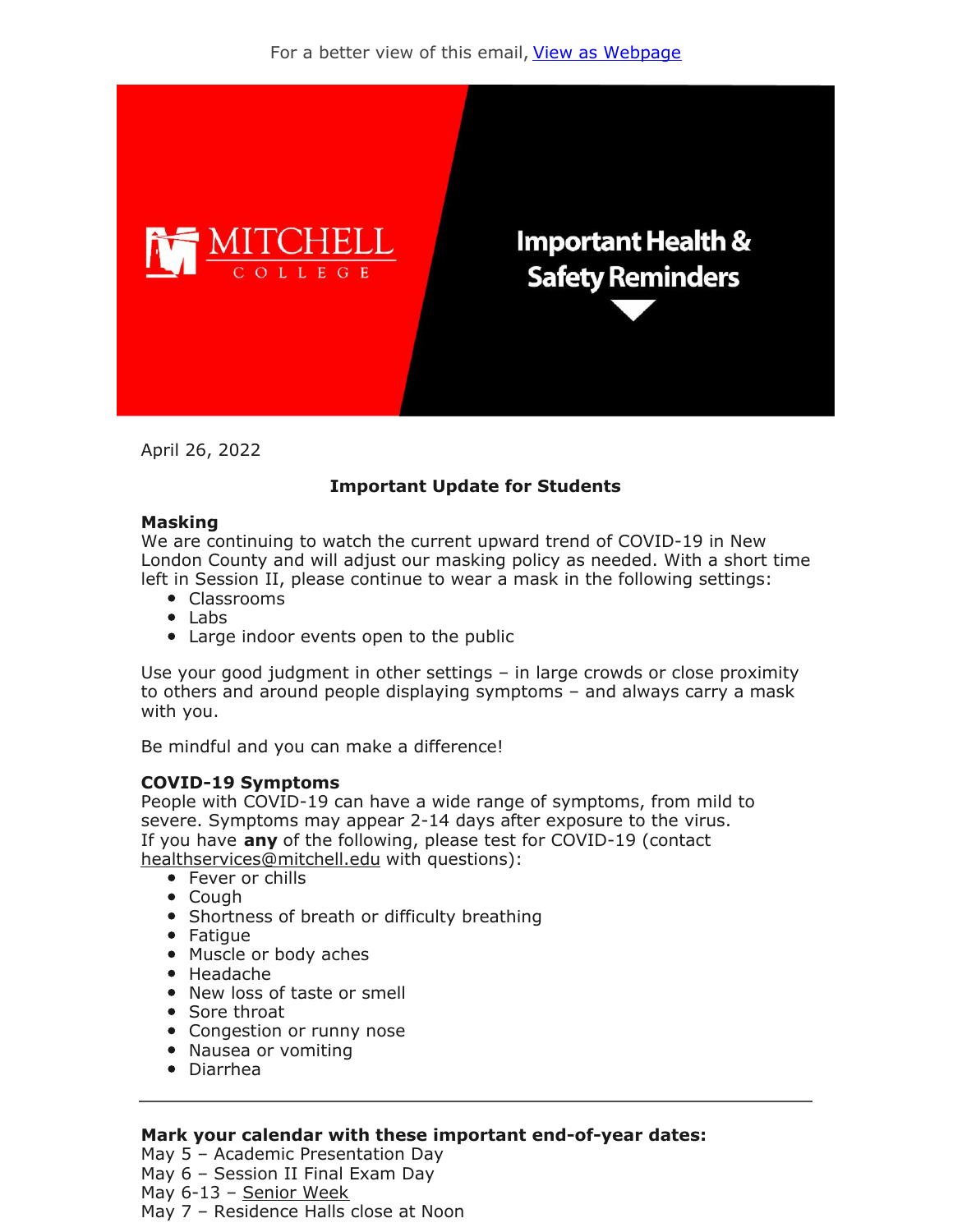For a better view of this email, [View as Webpage]

MITCHELL COLLEGE

Important Health & Safety Reminders

April 26, 2022

**Important Update for Students**

**Masking**

We are continuing to watch the current upward trend of COVID-19 in New London County and will adjust our masking policy as needed. With a short time left in Session II, please continue to wear a mask in the following settings:

- Classrooms
- Labs
- Large indoor events open to the public

Use your good judgment in other settings – in large crowds or close proximity to others and around people displaying symptoms – and always carry a mask with you.

Be mindful and you can make a difference!

**COVID-19 Symptoms**

People with COVID-19 can have a wide range of symptoms, from mild to severe. Symptoms may appear 2-14 days after exposure to the virus.
If you have **any** of the following, please test for COVID-19 (contact healthservices@mitchell.edu with questions):

- Fever or chills
- Cough
- Shortness of breath or difficulty breathing
- Fatigue
- Muscle or body aches
- Headache
- New loss of taste or smell
- Sore throat
- Congestion or runny nose
- Nausea or vomiting
- Diarrhea

---

**Mark your calendar with these important end-of-year dates:**

May 5 – Academic Presentation Day
May 6 – Session II Final Exam Day
May 6-13 – Senior Week
May 7 – Residence Halls close at Noon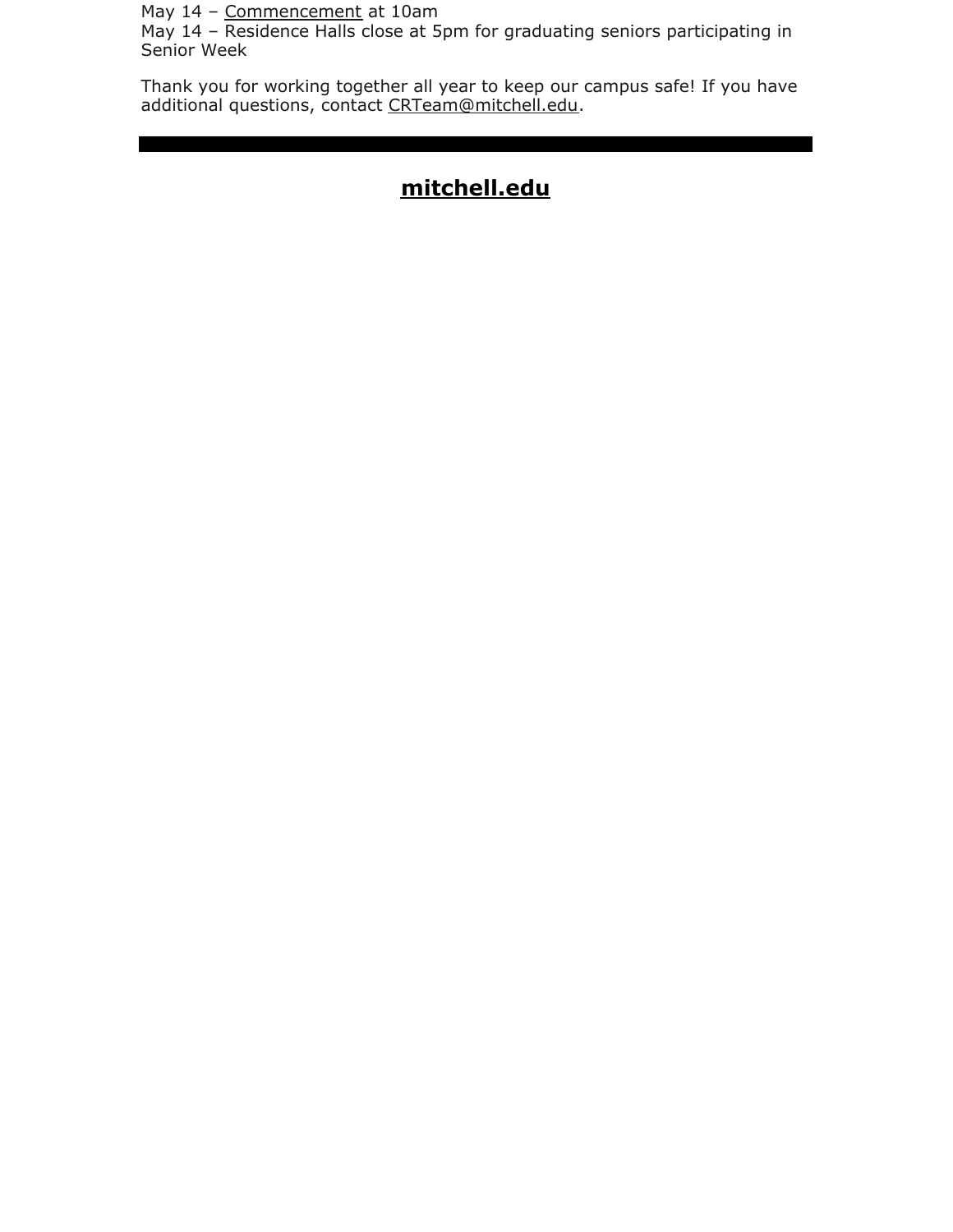May 14 – Commencement at 10am
May 14 – Residence Halls close at 5pm for graduating seniors participating in Senior Week

Thank you for working together all year to keep our campus safe! If you have additional questions, contact CRTeam@mitchell.edu.

---

**mitchell.edu**